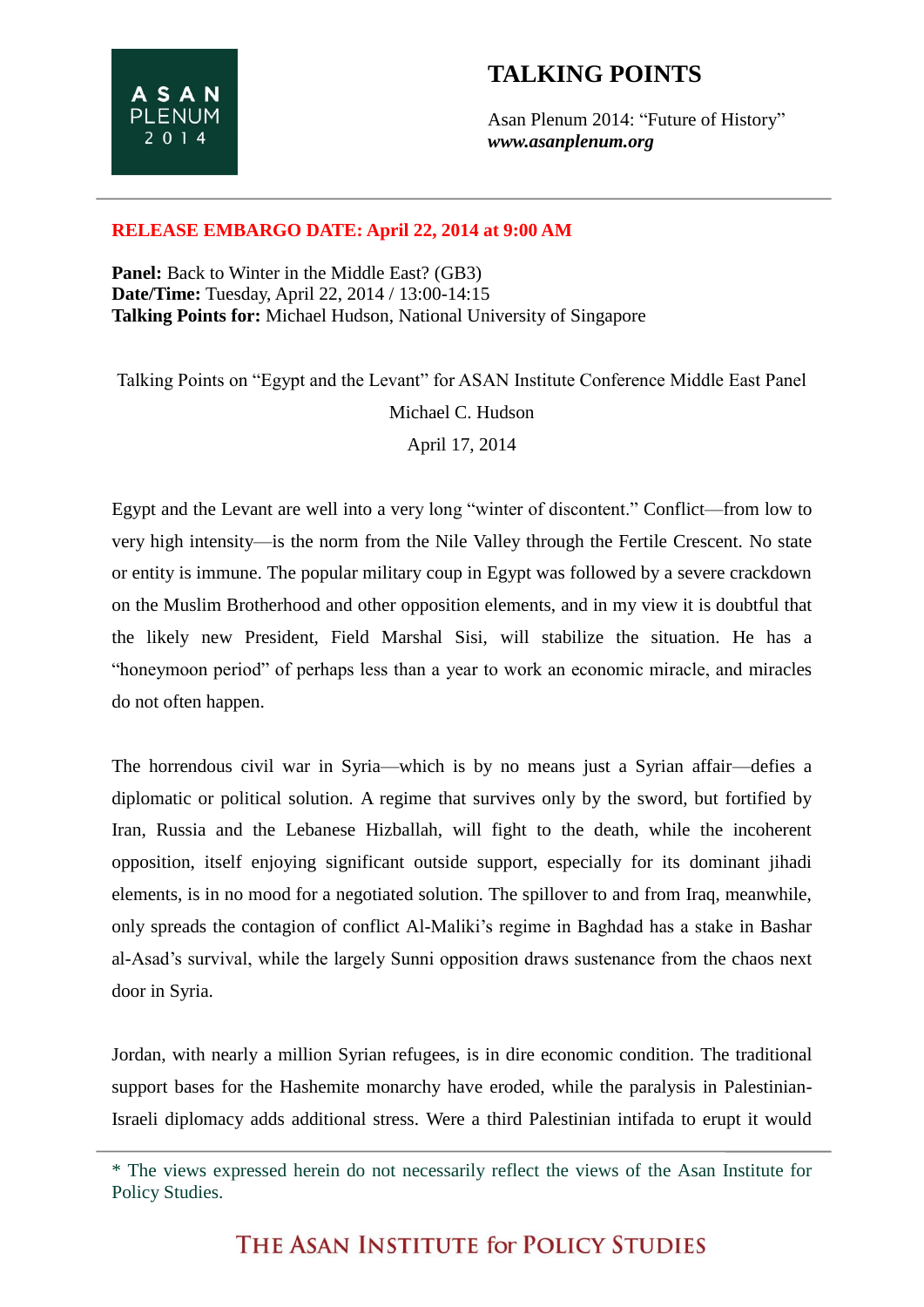# TALKING POINTS

Asan Plenum 2014: "Future of History"
***www.asanplenum.org***

**RELEASE EMBARGO DATE: April 22, 2014 at 9:00 AM**

**Panel:** Back to Winter in the Middle East? (GB3)
**Date/Time:** Tuesday, April 22, 2014 / 13:00-14:15
**Talking Points for:** Michael Hudson, National University of Singapore

Talking Points on "Egypt and the Levant" for ASAN Institute Conference Middle East Panel

Michael C. Hudson

April 17, 2014

Egypt and the Levant are well into a very long "winter of discontent." Conflict—from low to very high intensity—is the norm from the Nile Valley through the Fertile Crescent. No state or entity is immune. The popular military coup in Egypt was followed by a severe crackdown on the Muslim Brotherhood and other opposition elements, and in my view it is doubtful that the likely new President, Field Marshal Sisi, will stabilize the situation. He has a "honeymoon period" of perhaps less than a year to work an economic miracle, and miracles do not often happen.

The horrendous civil war in Syria—which is by no means just a Syrian affair—defies a diplomatic or political solution. A regime that survives only by the sword, but fortified by Iran, Russia and the Lebanese Hizballah, will fight to the death, while the incoherent opposition, itself enjoying significant outside support, especially for its dominant jihadi elements, is in no mood for a negotiated solution. The spillover to and from Iraq, meanwhile, only spreads the contagion of conflict Al-Maliki's regime in Baghdad has a stake in Bashar al-Asad's survival, while the largely Sunni opposition draws sustenance from the chaos next door in Syria.

Jordan, with nearly a million Syrian refugees, is in dire economic condition. The traditional support bases for the Hashemite monarchy have eroded, while the paralysis in Palestinian-Israeli diplomacy adds additional stress. Were a third Palestinian intifada to erupt it would

\* The views expressed herein do not necessarily reflect the views of the Asan Institute for Policy Studies.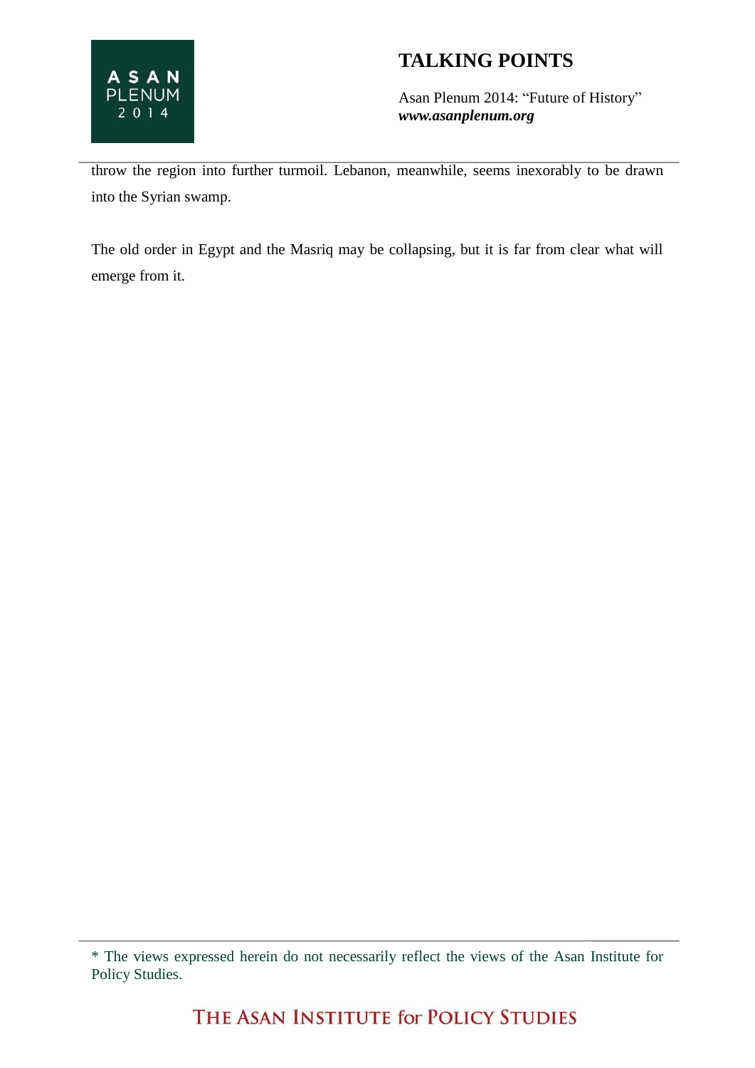throw the region into further turmoil. Lebanon, meanwhile, seems inexorably to be drawn into the Syrian swamp.

The old order in Egypt and the Masriq may be collapsing, but it is far from clear what will emerge from it.

* The views expressed herein do not necessarily reflect the views of the Asan Institute for Policy Studies.